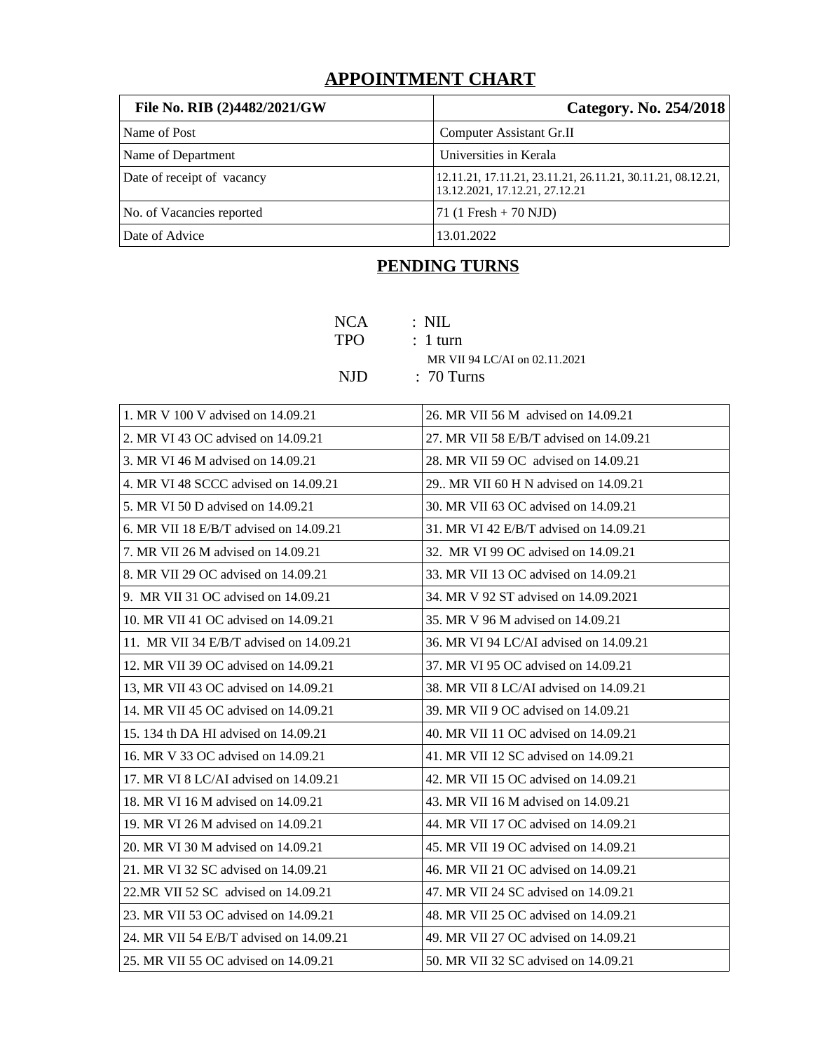# APPOINTMENT CHART

| File No. RIB (2)4482/2021/GW | Category. No. 254/2018 |
|---|---|
| Name of Post | Computer Assistant Gr.II |
| Name of Department | Universities in Kerala |
| Date of receipt of vacancy | 12.11.21, 17.11.21, 23.11.21, 26.11.21, 30.11.21, 08.12.21, 13.12.2021, 17.12.21, 27.12.21 |
| No. of Vacancies reported | 71 (1 Fresh + 70 NJD) |
| Date of Advice | 13.01.2022 |

## PENDING TURNS

NCA : NIL

TPO : 1 turn

MR VII 94 LC/AI on 02.11.2021

NJD : 70 Turns

| | |
|---|---|
| 1. MR V 100 V advised on 14.09.21 | 26. MR VII 56 M advised on 14.09.21 |
| 2. MR VI 43 OC advised on 14.09.21 | 27. MR VII 58 E/B/T advised on 14.09.21 |
| 3. MR VI 46 M advised on 14.09.21 | 28. MR VII 59 OC advised on 14.09.21 |
| 4. MR VI 48 SCCC advised on 14.09.21 | 29.. MR VII 60 H N advised on 14.09.21 |
| 5. MR VI 50 D advised on 14.09.21 | 30. MR VII 63 OC advised on 14.09.21 |
| 6. MR VII 18 E/B/T advised on 14.09.21 | 31. MR VI 42 E/B/T advised on 14.09.21 |
| 7. MR VII 26 M advised on 14.09.21 | 32. MR VI 99 OC advised on 14.09.21 |
| 8. MR VII 29 OC advised on 14.09.21 | 33. MR VII 13 OC advised on 14.09.21 |
| 9. MR VII 31 OC advised on 14.09.21 | 34. MR V 92 ST advised on 14.09.2021 |
| 10. MR VII 41 OC advised on 14.09.21 | 35. MR V 96 M advised on 14.09.21 |
| 11. MR VII 34 E/B/T advised on 14.09.21 | 36. MR VI 94 LC/AI advised on 14.09.21 |
| 12. MR VII 39 OC advised on 14.09.21 | 37. MR VI 95 OC advised on 14.09.21 |
| 13, MR VII 43 OC advised on 14.09.21 | 38. MR VII 8 LC/AI advised on 14.09.21 |
| 14. MR VII 45 OC advised on 14.09.21 | 39. MR VII 9 OC advised on 14.09.21 |
| 15. 134 th DA HI advised on 14.09.21 | 40. MR VII 11 OC advised on 14.09.21 |
| 16. MR V 33 OC advised on 14.09.21 | 41. MR VII 12 SC advised on 14.09.21 |
| 17. MR VI 8 LC/AI advised on 14.09.21 | 42. MR VII 15 OC advised on 14.09.21 |
| 18. MR VI 16 M advised on 14.09.21 | 43. MR VII 16 M advised on 14.09.21 |
| 19. MR VI 26 M advised on 14.09.21 | 44. MR VII 17 OC advised on 14.09.21 |
| 20. MR VI 30 M advised on 14.09.21 | 45. MR VII 19 OC advised on 14.09.21 |
| 21. MR VI 32 SC advised on 14.09.21 | 46. MR VII 21 OC advised on 14.09.21 |
| 22.MR VII 52 SC advised on 14.09.21 | 47. MR VII 24 SC advised on 14.09.21 |
| 23. MR VII 53 OC advised on 14.09.21 | 48. MR VII 25 OC advised on 14.09.21 |
| 24. MR VII 54 E/B/T advised on 14.09.21 | 49. MR VII 27 OC advised on 14.09.21 |
| 25. MR VII 55 OC advised on 14.09.21 | 50. MR VII 32 SC advised on 14.09.21 |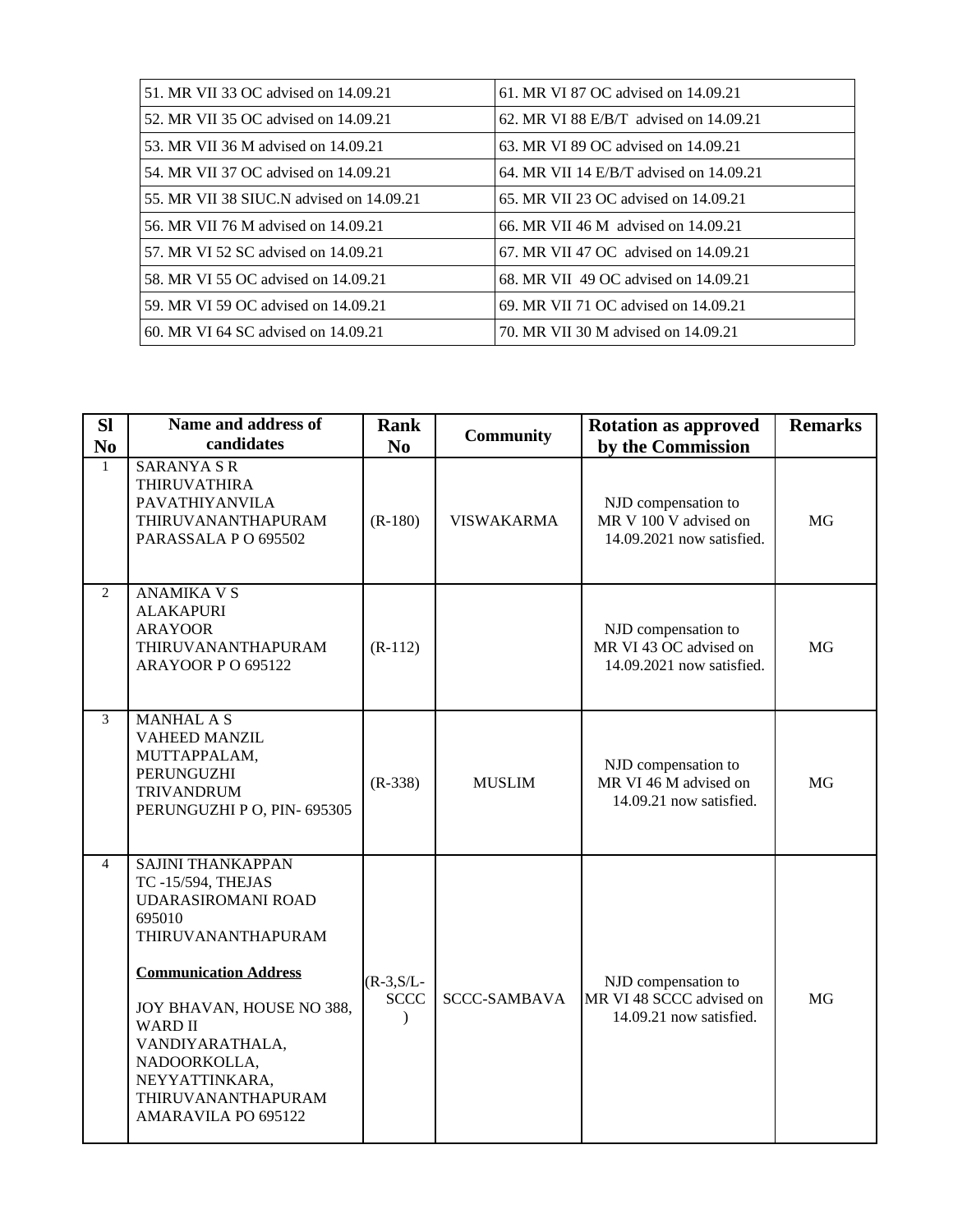| | |
|---|---|
| 51. MR VII 33 OC advised on 14.09.21 | 61. MR VI 87 OC advised on 14.09.21 |
| 52. MR VII 35 OC advised on 14.09.21 | 62. MR VI 88 E/B/T advised on 14.09.21 |
| 53. MR VII 36 M advised on 14.09.21 | 63. MR VI 89 OC advised on 14.09.21 |
| 54. MR VII 37 OC advised on 14.09.21 | 64. MR VII 14 E/B/T advised on 14.09.21 |
| 55. MR VII 38 SIUC.N advised on 14.09.21 | 65. MR VII 23 OC advised on 14.09.21 |
| 56. MR VII 76 M advised on 14.09.21 | 66. MR VII 46 M advised on 14.09.21 |
| 57. MR VI 52 SC advised on 14.09.21 | 67. MR VII 47 OC advised on 14.09.21 |
| 58. MR VI 55 OC advised on 14.09.21 | 68. MR VII 49 OC advised on 14.09.21 |
| 59. MR VI 59 OC advised on 14.09.21 | 69. MR VII 71 OC advised on 14.09.21 |
| 60. MR VI 64 SC advised on 14.09.21 | 70. MR VII 30 M advised on 14.09.21 |

| Sl No | Name and address of candidates | Rank No | Community | Rotation as approved by the Commission | Remarks |
|---|---|---|---|---|---|
| 1 | SARANYA S R<br>THIRUVATHIRA<br>PAVATHIYANVILA<br>THIRUVANANTHAPURAM<br>PARASSALA P O 695502 | (R-180) | VISWAKARMA | NJD compensation to MR V 100 V advised on 14.09.2021 now satisfied. | MG |
| 2 | ANAMIKA V S<br>ALAKAPURI<br>ARAYOOR<br>THIRUVANANTHAPURAM<br>ARAYOOR P O 695122 | (R-112) | | NJD compensation to MR VI 43 OC advised on 14.09.2021 now satisfied. | MG |
| 3 | MANHAL A S<br>VAHEED MANZIL<br>MUTTAPPALAM,<br>PERUNGUZHI<br>TRIVANDRUM<br>PERUNGUZHI P O, PIN- 695305 | (R-338) | MUSLIM | NJD compensation to MR VI 46 M advised on 14.09.21 now satisfied. | MG |
| 4 | SAJINI THANKAPPAN<br>TC -15/594, THEJAS<br>UDARASIROMANI ROAD<br>695010<br>THIRUVANANTHAPURAM<br><br>**Communication Address**<br><br>JOY BHAVAN, HOUSE NO 388, WARD II<br>VANDIYARATHALA,<br>NADOORKOLLA,<br>NEYYATTINKARA,<br>THIRUVANANTHAPURAM<br>AMARAVILA PO 695122 | (R-3,S/L-SCCC) | SCCC-SAMBAVA | NJD compensation to MR VI 48 SCCC advised on 14.09.21 now satisfied. | MG |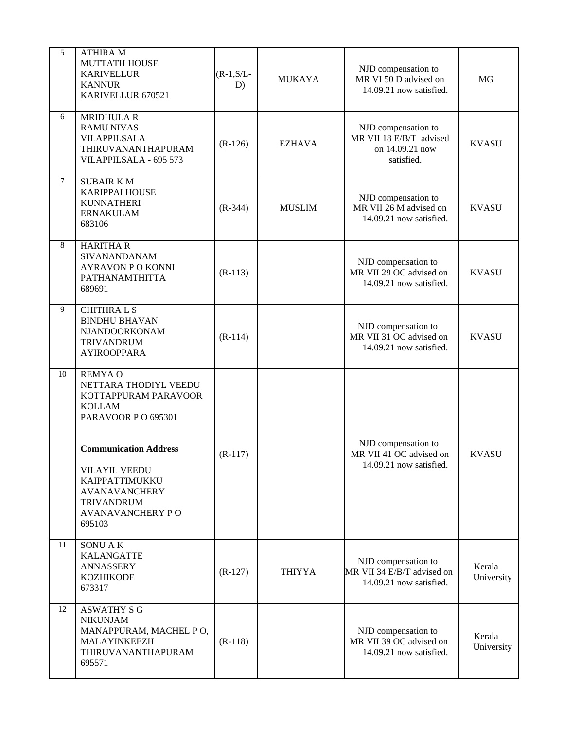| 5 | ATHIRA M<br>MUTTATH HOUSE<br>KARIVELLUR<br>KANNUR<br>KARIVELLUR 670521 | (R-1,S/L-D) | MUKAYA | NJD compensation to MR VI 50 D advised on 14.09.21 now satisfied. | MG |
|---|---|---|---|---|---|
| 6 | MRIDHULA R<br>RAMU NIVAS<br>VILAPPILSALA<br>THIRUVANANTHAPURAM<br>VILAPPILSALA - 695 573 | (R-126) | EZHAVA | NJD compensation to MR VII 18 E/B/T advised on 14.09.21 now satisfied. | KVASU |
| 7 | SUBAIR K M<br>KARIPPAI HOUSE<br>KUNNATHERI<br>ERNAKULAM<br>683106 | (R-344) | MUSLIM | NJD compensation to MR VII 26 M advised on 14.09.21 now satisfied. | KVASU |
| 8 | HARITHA R<br>SIVANANDANAM<br>AYRAVON P O KONNI<br>PATHANAMTHITTA<br>689691 | (R-113) | | NJD compensation to MR VII 29 OC advised on 14.09.21 now satisfied. | KVASU |
| 9 | CHITHRA L S<br>BINDHU BHAVAN<br>NJANDOORKONAM<br>TRIVANDRUM<br>AYIROOPPARA | (R-114) | | NJD compensation to MR VII 31 OC advised on 14.09.21 now satisfied. | KVASU |
| 10 | REMYA O<br>NETTARA THODIYL VEEDU<br>KOTTAPPURAM PARAVOOR<br>KOLLAM<br>PARAVOOR P O 695301<br><br>**Communication Address**<br><br>VILAYIL VEEDU<br>KAIPPATTIMUKKU<br>AVANAVANCHERY<br>TRIVANDRUM<br>AVANAVANCHERY P O<br>695103 | (R-117) | | NJD compensation to MR VII 41 OC advised on 14.09.21 now satisfied. | KVASU |
| 11 | SONU A K<br>KALANGATTE<br>ANNASSERY<br>KOZHIKODE<br>673317 | (R-127) | THIYYA | NJD compensation to MR VII 34 E/B/T advised on 14.09.21 now satisfied. | Kerala University |
| 12 | ASWATHY S G<br>NIKUNJAM<br>MANAPPURAM, MACHEL P O,<br>MALAYINKEEZH<br>THIRUVANANTHAPURAM<br>695571 | (R-118) | | NJD compensation to MR VII 39 OC advised on 14.09.21 now satisfied. | Kerala University |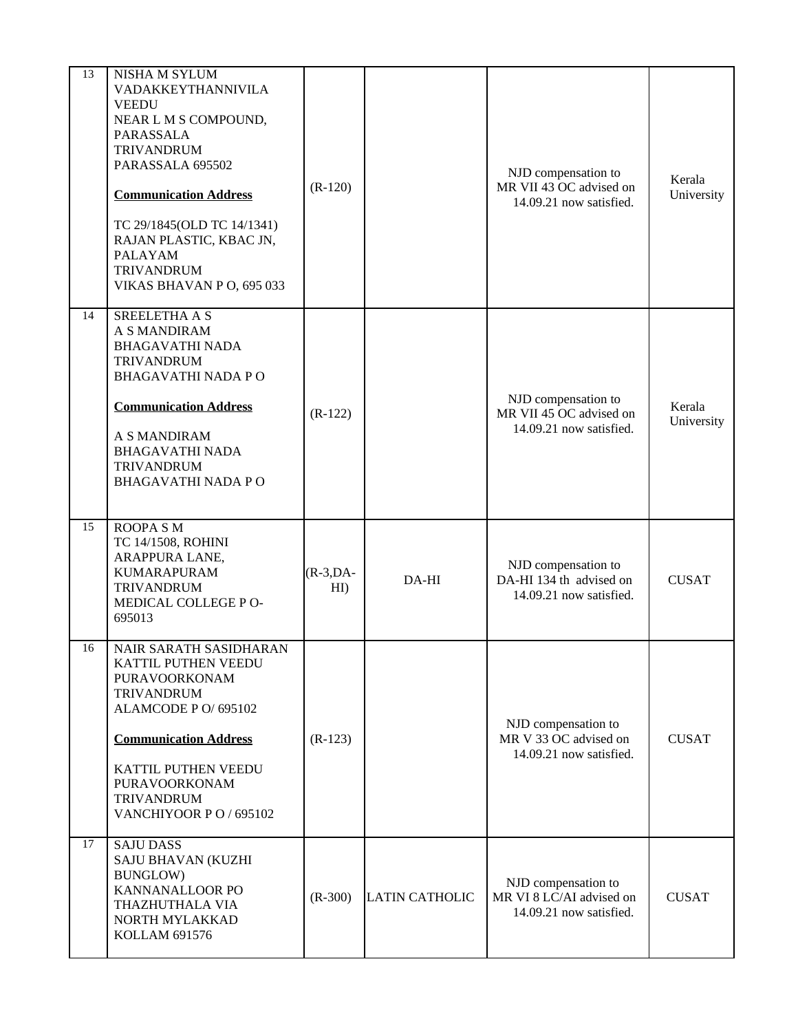| 13 | NISHA M SYLUM<br>VADAKKEYTHANNIVILA VEEDU<br>NEAR L M S COMPOUND, PARASSALA<br>TRIVANDRUM<br>PARASSALA 695502<br><br>**Communication Address**<br><br>TC 29/1845(OLD TC 14/1341)<br>RAJAN PLASTIC, KBAC JN, PALAYAM<br>TRIVANDRUM<br>VIKAS BHAVAN P O, 695 033 | (R-120) | | NJD compensation to MR VII 43 OC advised on 14.09.21 now satisfied. | Kerala University |
|---|---|---|---|---|---|
| 14 | SREELETHA A S<br>A S MANDIRAM<br>BHAGAVATHI NADA<br>TRIVANDRUM<br>BHAGAVATHI NADA P O<br><br>**Communication Address**<br><br>A S MANDIRAM<br>BHAGAVATHI NADA<br>TRIVANDRUM<br>BHAGAVATHI NADA P O | (R-122) | | NJD compensation to MR VII 45 OC advised on 14.09.21 now satisfied. | Kerala University |
| 15 | ROOPA S M<br>TC 14/1508, ROHINI<br>ARAPPURA LANE, KUMARAPURAM<br>TRIVANDRUM<br>MEDICAL COLLEGE P O-695013 | (R-3,DA-HI) | DA-HI | NJD compensation to DA-HI 134 th advised on 14.09.21 now satisfied. | CUSAT |
| 16 | NAIR SARATH SASIDHARAN<br>KATTIL PUTHEN VEEDU<br>PURAVOORKONAM<br>TRIVANDRUM<br>ALAMCODE P O/ 695102<br><br>**Communication Address**<br><br>KATTIL PUTHEN VEEDU<br>PURAVOORKONAM<br>TRIVANDRUM<br>VANCHIYOOR P O / 695102 | (R-123) | | NJD compensation to MR V 33 OC advised on 14.09.21 now satisfied. | CUSAT |
| 17 | SAJU DASS<br>SAJU BHAVAN (KUZHI BUNGLOW)<br>KANNANALLOOR PO<br>THAZHUTHALA VIA<br>NORTH MYLAKKAD<br>KOLLAM 691576 | (R-300) | LATIN CATHOLIC | NJD compensation to MR VI 8 LC/AI advised on 14.09.21 now satisfied. | CUSAT |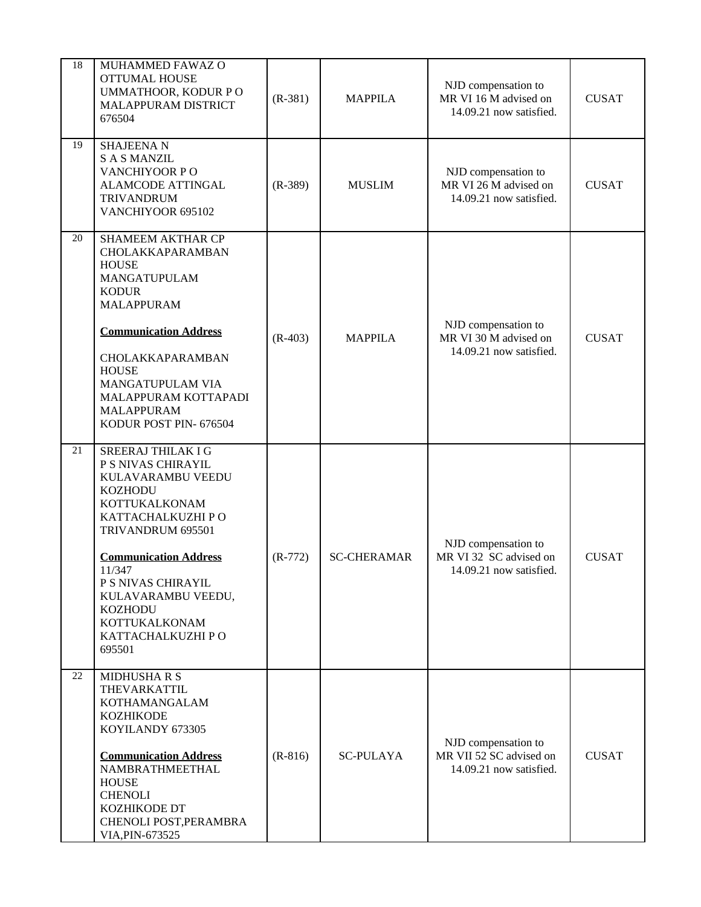| 18 | MUHAMMED FAWAZ O<br>OTTUMAL HOUSE<br>UMMATHOOR, KODUR P O<br>MALAPPURAM DISTRICT<br>676504 | (R-381) | MAPPILA | NJD compensation to MR VI 16 M advised on 14.09.21 now satisfied. | CUSAT |
|---|---|---|---|---|---|
| 19 | SHAJEENA N<br>S A S MANZIL<br>VANCHIYOOR P O<br>ALAMCODE ATTINGAL<br>TRIVANDRUM<br>VANCHIYOOR 695102 | (R-389) | MUSLIM | NJD compensation to MR VI 26 M advised on 14.09.21 now satisfied. | CUSAT |
| 20 | SHAMEEM AKTHAR CP<br>CHOLAKKAPARAMBAN<br>HOUSE<br>MANGATUPULAM<br>KODUR<br>MALAPPURAM<br><br>**Communication Address**<br><br>CHOLAKKAPARAMBAN<br>HOUSE<br>MANGATUPULAM VIA<br>MALAPPURAM KOTTAPADI<br>MALAPPURAM<br>KODUR POST PIN- 676504 | (R-403) | MAPPILA | NJD compensation to MR VI 30 M advised on 14.09.21 now satisfied. | CUSAT |
| 21 | SREERAJ THILAK I G<br>P S NIVAS CHIRAYIL<br>KULAVARAMBU VEEDU<br>KOZHODU<br>KOTTUKALKONAM<br>KATTACHALKUZHI P O<br>TRIVANDRUM 695501<br><br>**Communication Address**<br>11/347<br>P S NIVAS CHIRAYIL<br>KULAVARAMBU VEEDU,<br>KOZHODU<br>KOTTUKALKONAM<br>KATTACHALKUZHI P O<br>695501 | (R-772) | SC-CHERAMAR | NJD compensation to MR VI 32 SC advised on 14.09.21 now satisfied. | CUSAT |
| 22 | MIDHUSHA R S<br>THEVARKATTIL<br>KOTHAMANGALAM<br>KOZHIKODE<br>KOYILANDY 673305<br><br>**Communication Address**<br>NAMBRATHMEETHAL<br>HOUSE<br>CHENOLI<br>KOZHIKODE DT<br>CHENOLI POST,PERAMBRA<br>VIA,PIN-673525 | (R-816) | SC-PULAYA | NJD compensation to MR VII 52 SC advised on 14.09.21 now satisfied. | CUSAT |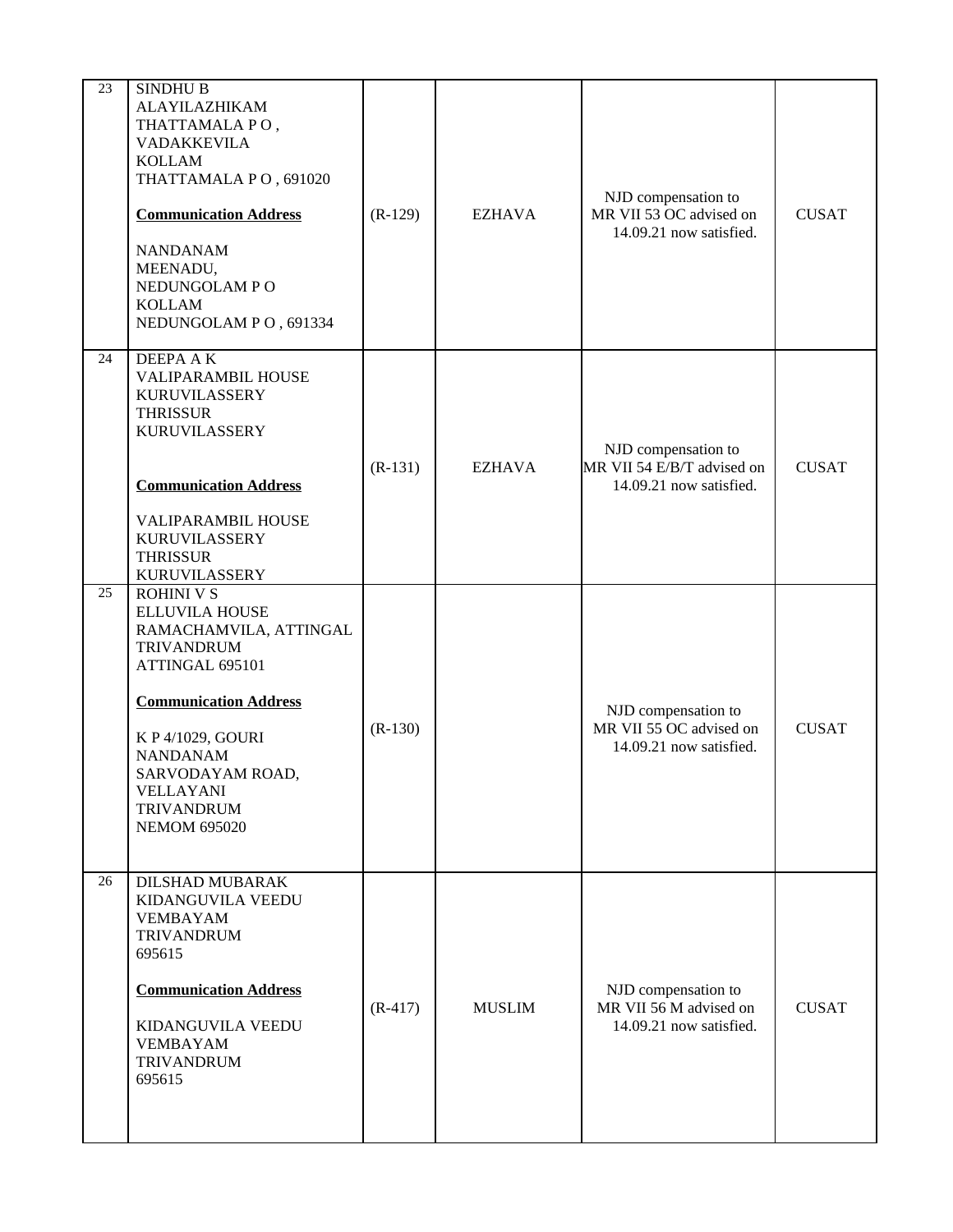| 23 | SINDHU B<br>ALAYILAZHIKAM<br>THATTAMALA P O ,<br>VADAKKEVILA<br>KOLLAM<br>THATTAMALA P O , 691020<br><br>**Communication Address**<br><br>NANDANAM<br>MEENADU,<br>NEDUNGOLAM P O<br>KOLLAM<br>NEDUNGOLAM P O , 691334 | (R-129) | EZHAVA | NJD compensation to MR VII 53 OC advised on 14.09.21 now satisfied. | CUSAT |
|---|---|---|---|---|---|
| 24 | DEEPA A K<br>VALIPARAMBIL HOUSE<br>KURUVILASSERY<br>THRISSUR<br>KURUVILASSERY<br><br>**Communication Address**<br><br>VALIPARAMBIL HOUSE<br>KURUVILASSERY<br>THRISSUR<br>KURUVILASSERY | (R-131) | EZHAVA | NJD compensation to MR VII 54 E/B/T advised on 14.09.21 now satisfied. | CUSAT |
| 25 | ROHINI V S<br>ELLUVILA HOUSE<br>RAMACHAMVILA, ATTINGAL<br>TRIVANDRUM<br>ATTINGAL 695101<br><br>**Communication Address**<br><br>K P 4/1029, GOURI<br>NANDANAM<br>SARVODAYAM ROAD,<br>VELLAYANI<br>TRIVANDRUM<br>NEMOM 695020 | (R-130) | | NJD compensation to MR VII 55 OC advised on 14.09.21 now satisfied. | CUSAT |
| 26 | DILSHAD MUBARAK<br>KIDANGUVILA VEEDU<br>VEMBAYAM<br>TRIVANDRUM<br>695615<br><br>**Communication Address**<br><br>KIDANGUVILA VEEDU<br>VEMBAYAM<br>TRIVANDRUM<br>695615 | (R-417) | MUSLIM | NJD compensation to MR VII 56 M advised on 14.09.21 now satisfied. | CUSAT |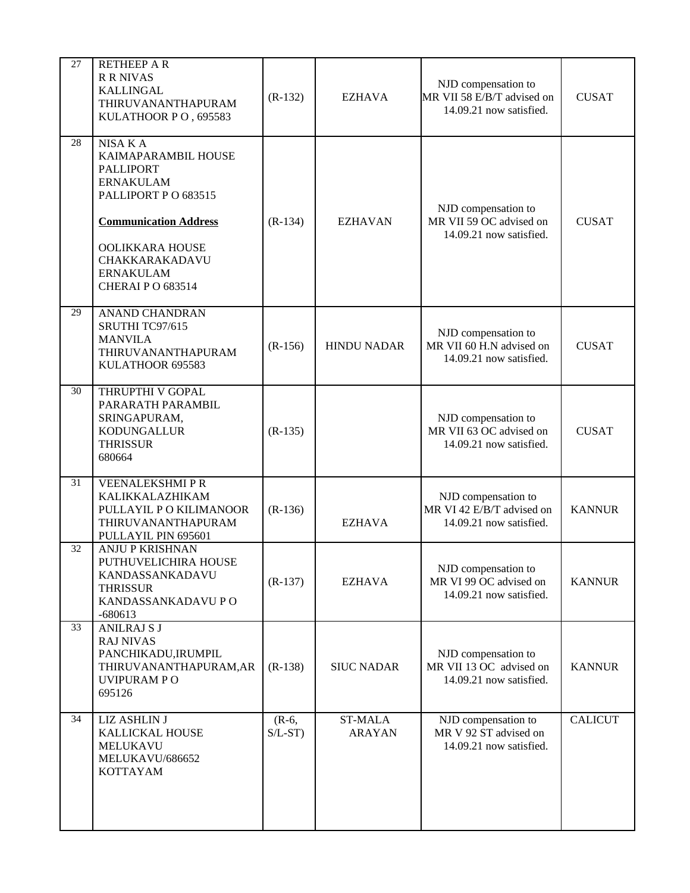| 27 | RETHEEP A R<br>R R NIVAS<br>KALLINGAL<br>THIRUVANANTHAPURAM<br>KULATHOOR P O , 695583 | (R-132) | EZHAVA | NJD compensation to MR VII 58 E/B/T advised on 14.09.21 now satisfied. | CUSAT |
|---|---|---|---|---|---|
| 28 | NISA K A<br>KAIMAPARAMBIL HOUSE<br>PALLIPORT<br>ERNAKULAM<br>PALLIPORT P O 683515<br><br>**Communication Address**<br><br>OOLIKKARA HOUSE<br>CHAKKARAKADAVU<br>ERNAKULAM<br>CHERAI P O 683514 | (R-134) | EZHAVAN | NJD compensation to MR VII 59 OC advised on 14.09.21 now satisfied. | CUSAT |
| 29 | ANAND CHANDRAN<br>SRUTHI TC97/615<br>MANVILA<br>THIRUVANANTHAPURAM<br>KULATHOOR 695583 | (R-156) | HINDU NADAR | NJD compensation to MR VII 60 H.N advised on 14.09.21 now satisfied. | CUSAT |
| 30 | THRUPTHI V GOPAL<br>PARARATH PARAMBIL<br>SRINGAPURAM,<br>KODUNGALLUR<br>THRISSUR<br>680664 | (R-135) | | NJD compensation to MR VII 63 OC advised on 14.09.21 now satisfied. | CUSAT |
| 31 | VEENALEKSHMI P R<br>KALIKKALAZHIKAM<br>PULLAYIL P O KILIMANOOR<br>THIRUVANANTHAPURAM<br>PULLAYIL PIN 695601 | (R-136) | EZHAVA | NJD compensation to MR VI 42 E/B/T advised on 14.09.21 now satisfied. | KANNUR |
| 32 | ANJU P KRISHNAN<br>PUTHUVELICHIRA HOUSE<br>KANDASSANKADAVU<br>THRISSUR<br>KANDASSANKADAVU P O<br>-680613 | (R-137) | EZHAVA | NJD compensation to MR VI 99 OC advised on 14.09.21 now satisfied. | KANNUR |
| 33 | ANILRAJ S J<br>RAJ NIVAS<br>PANCHIKADU,IRUMPIL<br>THIRUVANANTHAPURAM,AR<br>UVIPURAM P O<br>695126 | (R-138) | SIUC NADAR | NJD compensation to MR VII 13 OC advised on 14.09.21 now satisfied. | KANNUR |
| 34 | LIZ ASHLIN J<br>KALLICKAL HOUSE<br>MELUKAVU<br>MELUKAVU/686652<br>KOTTAYAM | (R-6, S/L-ST) | ST-MALA ARAYAN | NJD compensation to MR V 92 ST advised on 14.09.21 now satisfied. | CALICUT |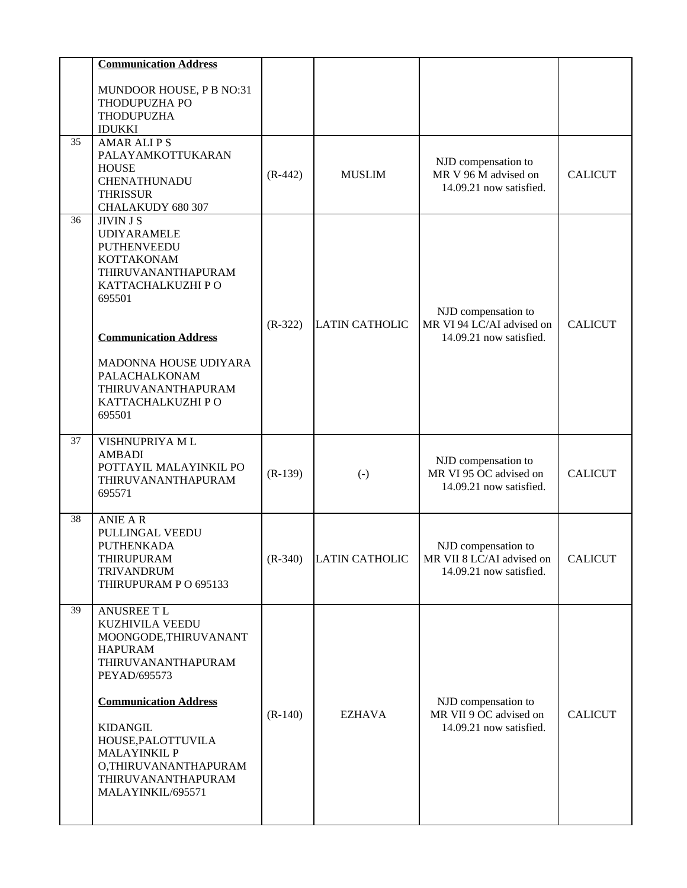| | | | | | |
|---|---|---|---|---|---|
| | **Communication Address**<br><br>MUNDOOR HOUSE, P B NO:31<br>THODUPUZHA PO<br>THODUPUZHA<br>IDUKKI | | | | |
| 35 | AMAR ALI P S<br>PALAYAMKOTTUKARAN<br>HOUSE<br>CHENATHUNADU<br>THRISSUR<br>CHALAKUDY 680 307 | (R-442) | MUSLIM | NJD compensation to MR V 96 M advised on 14.09.21 now satisfied. | CALICUT |
| 36 | JIVIN J S<br>UDIYARAMELE<br>PUTHENVEEDU<br>KOTTAKONAM<br>THIRUVANANTHAPURAM<br>KATTACHALKUZHI P O<br>695501<br><br>**Communication Address**<br><br>MADONNA HOUSE UDIYARA<br>PALACHALKONAM<br>THIRUVANANTHAPURAM<br>KATTACHALKUZHI P O<br>695501 | (R-322) | LATIN CATHOLIC | NJD compensation to MR VI 94 LC/AI advised on 14.09.21 now satisfied. | CALICUT |
| 37 | VISHNUPRIYA M L<br>AMBADI<br>POTTAYIL MALAYINKIL PO<br>THIRUVANANTHAPURAM<br>695571 | (R-139) | (-) | NJD compensation to MR VI 95 OC advised on 14.09.21 now satisfied. | CALICUT |
| 38 | ANIE A R<br>PULLINGAL VEEDU<br>PUTHENKADA<br>THIRUPURAM<br>TRIVANDRUM<br>THIRUPURAM P O 695133 | (R-340) | LATIN CATHOLIC | NJD compensation to MR VII 8 LC/AI advised on 14.09.21 now satisfied. | CALICUT |
| 39 | ANUSREE T L<br>KUZHIVILA VEEDU<br>MOONGODE,THIRUVANANT<br>HAPURAM<br>THIRUVANANTHAPURAM<br>PEYAD/695573<br><br>**Communication Address**<br><br>KIDANGIL<br>HOUSE,PALOTTUVILA<br>MALAYINKIL P<br>O,THIRUVANANTHAPURAM<br>THIRUVANANTHAPURAM<br>MALAYINKIL/695571 | (R-140) | EZHAVA | NJD compensation to MR VII 9 OC advised on 14.09.21 now satisfied. | CALICUT |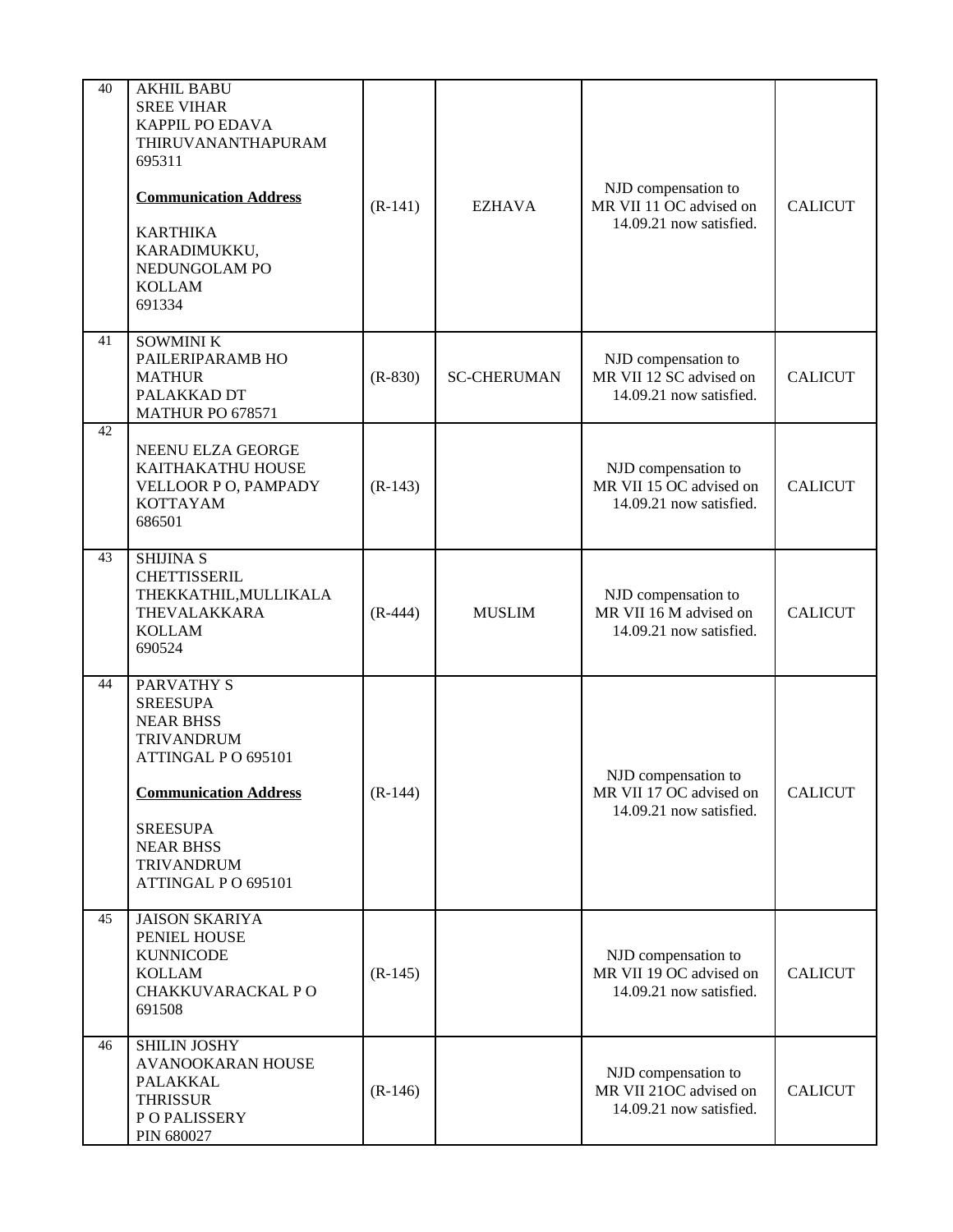| 40 | AKHIL BABU<br>SREE VIHAR<br>KAPPIL PO EDAVA<br>THIRUVANANTHAPURAM<br>695311<br><br>**Communication Address**<br><br>KARTHIKA<br>KARADIMUKKU,<br>NEDUNGOLAM PO<br>KOLLAM<br>691334 | (R-141) | EZHAVA | NJD compensation to MR VII 11 OC advised on 14.09.21 now satisfied. | CALICUT |
|---|---|---|---|---|---|
| 41 | SOWMINI K<br>PAILERIPARAMB HO<br>MATHUR<br>PALAKKAD DT<br>MATHUR PO 678571 | (R-830) | SC-CHERUMAN | NJD compensation to MR VII 12 SC advised on 14.09.21 now satisfied. | CALICUT |
| 42 | NEENU ELZA GEORGE<br>KAITHAKATHU HOUSE<br>VELLOOR P O, PAMPADY<br>KOTTAYAM<br>686501 | (R-143) | | NJD compensation to MR VII 15 OC advised on 14.09.21 now satisfied. | CALICUT |
| 43 | SHIJINA S<br>CHETTISSERIL<br>THEKKATHIL,MULLIKALA<br>THEVALAKKARA<br>KOLLAM<br>690524 | (R-444) | MUSLIM | NJD compensation to MR VII 16 M advised on 14.09.21 now satisfied. | CALICUT |
| 44 | PARVATHY S<br>SREESUPA<br>NEAR BHSS<br>TRIVANDRUM<br>ATTINGAL P O 695101<br><br>**Communication Address**<br><br>SREESUPA<br>NEAR BHSS<br>TRIVANDRUM<br>ATTINGAL P O 695101 | (R-144) | | NJD compensation to MR VII 17 OC advised on 14.09.21 now satisfied. | CALICUT |
| 45 | JAISON SKARIYA<br>PENIEL HOUSE<br>KUNNICODE<br>KOLLAM<br>CHAKKUVARACKAL P O<br>691508 | (R-145) | | NJD compensation to MR VII 19 OC advised on 14.09.21 now satisfied. | CALICUT |
| 46 | SHILIN JOSHY<br>AVANOOKARAN HOUSE<br>PALAKKAL<br>THRISSUR<br>P O PALISSERY<br>PIN 680027 | (R-146) | | NJD compensation to MR VII 21OC advised on 14.09.21 now satisfied. | CALICUT |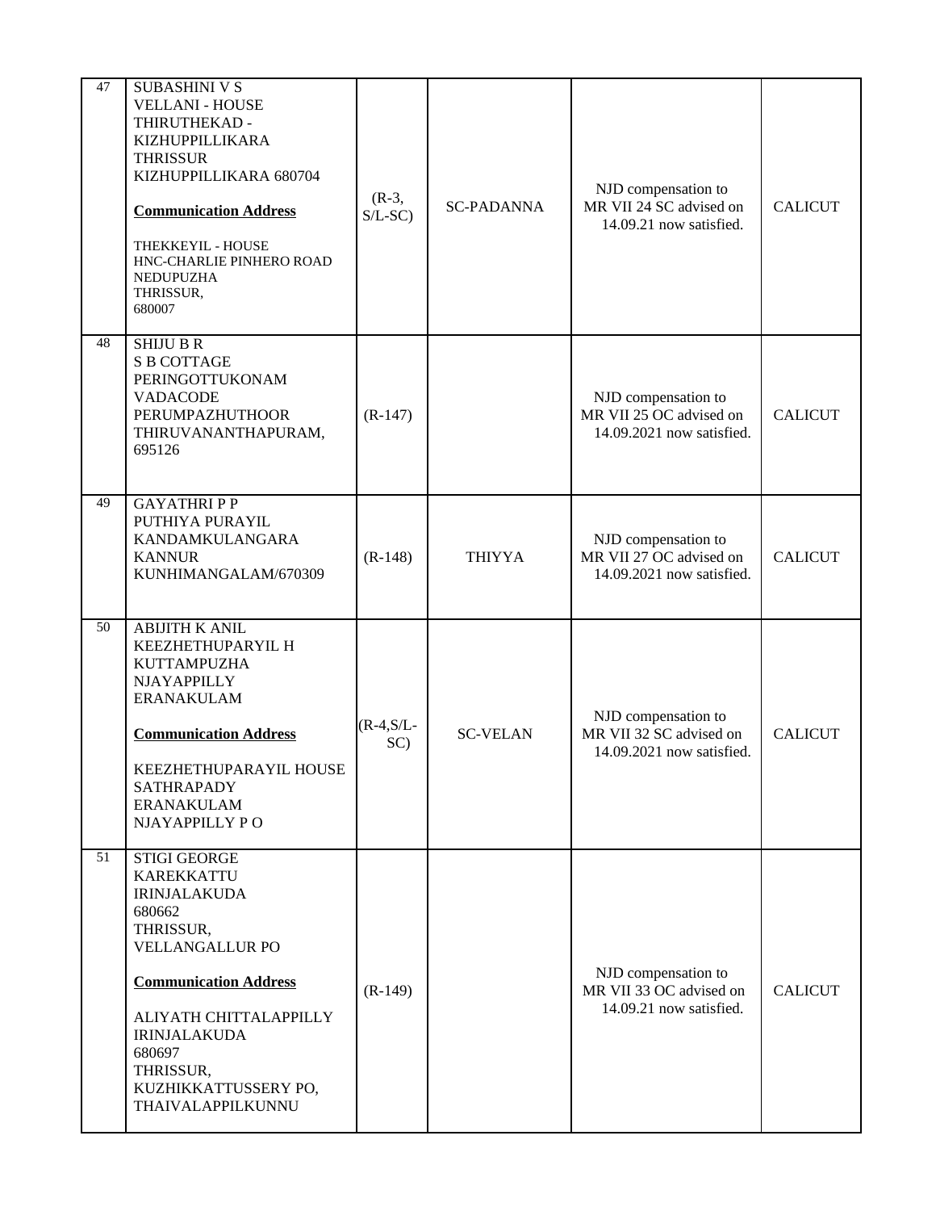| 47 | SUBASHINI V S<br>VELLANI - HOUSE<br>THIRUTHEKAD -<br>KIZHUPPILLIKARA<br>THRISSUR<br>KIZHUPPILLIKARA 680704<br><br>**Communication Address**<br><br>THEKKEYIL - HOUSE<br>HNC-CHARLIE PINHERO ROAD<br>NEDUPUZHA<br>THRISSUR,<br>680007 | (R-3, S/L-SC) | SC-PADANNA | NJD compensation to MR VII 24 SC advised on 14.09.21 now satisfied. | CALICUT |
|---|---|---|---|---|---|
| 48 | SHIJU B R<br>S B COTTAGE<br>PERINGOTTUKONAM<br>VADACODE<br>PERUMPAZHUTHOOR<br>THIRUVANANTHAPURAM,<br>695126 | (R-147) | | NJD compensation to MR VII 25 OC advised on 14.09.2021 now satisfied. | CALICUT |
| 49 | GAYATHRI P P<br>PUTHIYA PURAYIL<br>KANDAMKULANGARA<br>KANNUR<br>KUNHIMANGALAM/670309 | (R-148) | THIYYA | NJD compensation to MR VII 27 OC advised on 14.09.2021 now satisfied. | CALICUT |
| 50 | ABIJITH K ANIL<br>KEEZHETHUPARYIL H<br>KUTTAMPUZHA<br>NJAYAPPILLY<br>ERANAKULAM<br><br>**Communication Address**<br><br>KEEZHETHUPARAYIL HOUSE<br>SATHRAPADY<br>ERANAKULAM<br>NJAYAPPILLY P O | (R-4,S/L-SC) | SC-VELAN | NJD compensation to MR VII 32 SC advised on 14.09.2021 now satisfied. | CALICUT |
| 51 | STIGI GEORGE<br>KAREKKATTU<br>IRINJALAKUDA<br>680662<br>THRISSUR,<br>VELLANGALLUR PO<br><br>**Communication Address**<br><br>ALIYATH CHITTALAPPILLY<br>IRINJALAKUDA<br>680697<br>THRISSUR,<br>KUZHIKKATTUSSERY PO,<br>THAIVALAPPILKUNNU | (R-149) | | NJD compensation to MR VII 33 OC advised on 14.09.21 now satisfied. | CALICUT |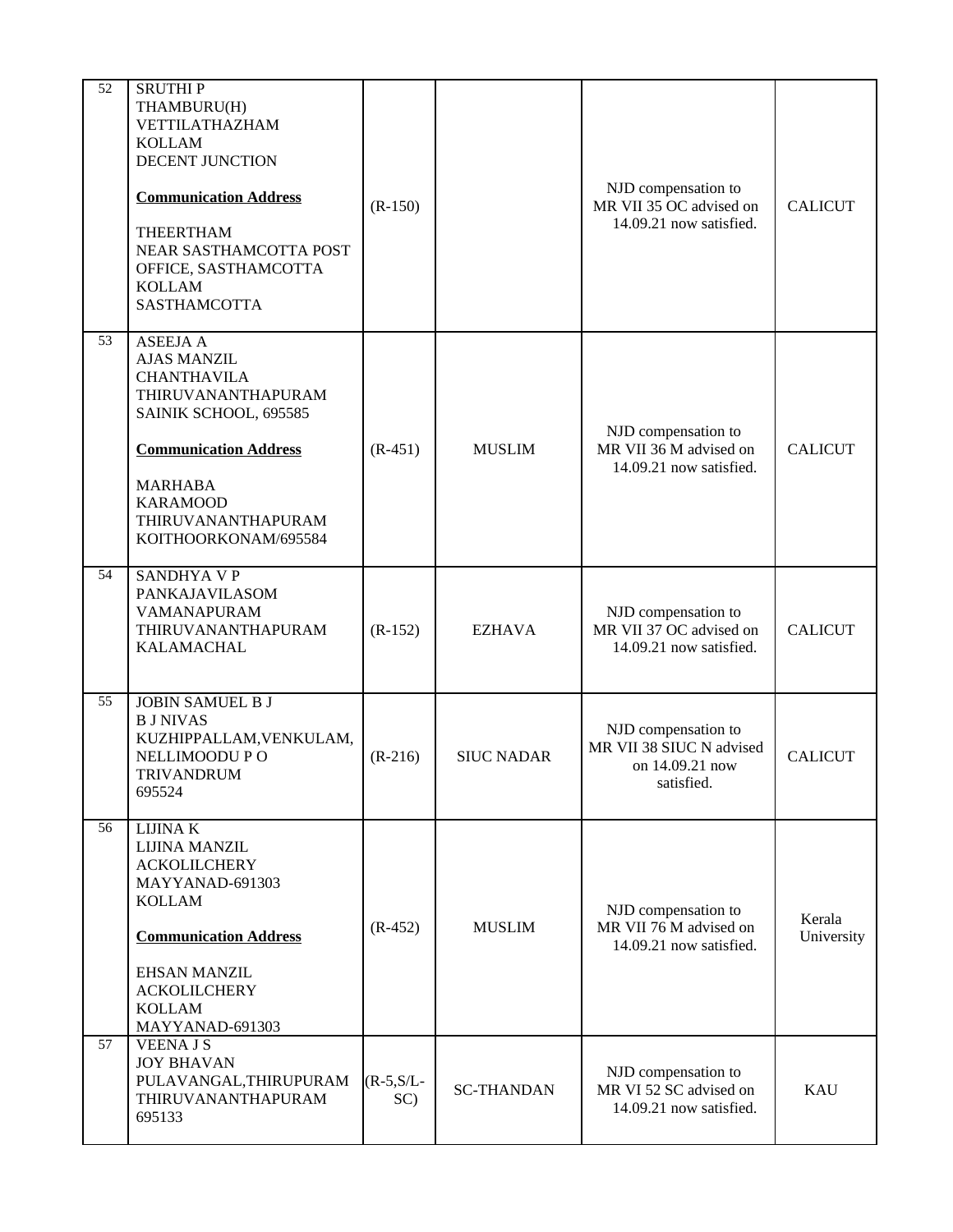| 52 | SRUTHI P<br>THAMBURU(H)<br>VETTILATHAZHAM<br>KOLLAM<br>DECENT JUNCTION<br><br>**Communication Address**<br><br>THEERTHAM<br>NEAR SASTHAMCOTTA POST OFFICE, SASTHAMCOTTA<br>KOLLAM<br>SASTHAMCOTTA | (R-150) | | NJD compensation to MR VII 35 OC advised on 14.09.21 now satisfied. | CALICUT |
|---|---|---|---|---|---|
| 53 | ASEEJA A<br>AJAS MANZIL<br>CHANTHAVILA<br>THIRUVANANTHAPURAM<br>SAINIK SCHOOL, 695585<br><br>**Communication Address**<br><br>MARHABA<br>KARAMOOD<br>THIRUVANANTHAPURAM<br>KOITHOORKONAM/695584 | (R-451) | MUSLIM | NJD compensation to MR VII 36 M advised on 14.09.21 now satisfied. | CALICUT |
| 54 | SANDHYA V P<br>PANKAJAVILASOM<br>VAMANAPURAM<br>THIRUVANANTHAPURAM<br>KALAMACHAL | (R-152) | EZHAVA | NJD compensation to MR VII 37 OC advised on 14.09.21 now satisfied. | CALICUT |
| 55 | JOBIN SAMUEL B J<br>B J NIVAS<br>KUZHIPPALLAM,VENKULAM,<br>NELLIMOODU P O<br>TRIVANDRUM<br>695524 | (R-216) | SIUC NADAR | NJD compensation to MR VII 38 SIUC N advised on 14.09.21 now satisfied. | CALICUT |
| 56 | LIJINA K<br>LIJINA MANZIL<br>ACKOLILCHERY<br>MAYYANAD-691303<br>KOLLAM<br><br>**Communication Address**<br><br>EHSAN MANZIL<br>ACKOLILCHERY<br>KOLLAM<br>MAYYANAD-691303 | (R-452) | MUSLIM | NJD compensation to MR VII 76 M advised on 14.09.21 now satisfied. | Kerala University |
| 57 | VEENA J S<br>JOY BHAVAN<br>PULAVANGAL,THIRUPURAM<br>THIRUVANANTHAPURAM<br>695133 | (R-5,S/L-SC) | SC-THANDAN | NJD compensation to MR VI 52 SC advised on 14.09.21 now satisfied. | KAU |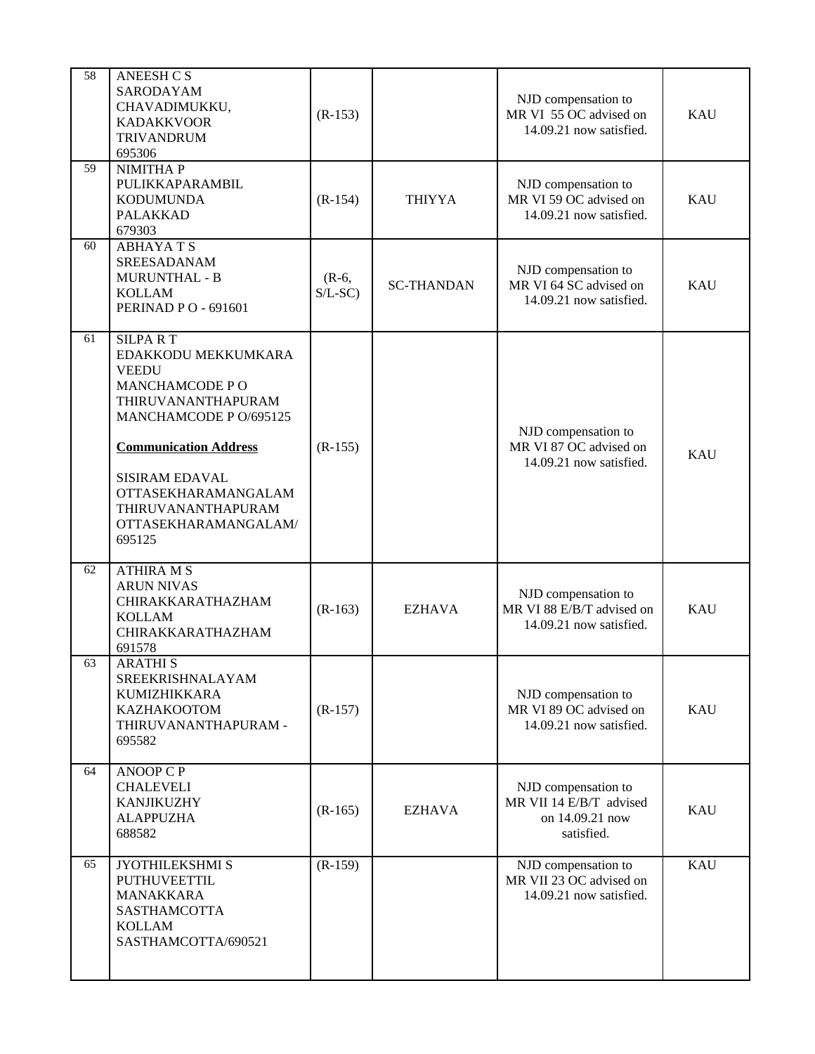| 58 | ANEESH C S<br>SARODAYAM<br>CHAVADIMUKKU,<br>KADAKKVOOR<br>TRIVANDRUM<br>695306 | (R-153) | | NJD compensation to MR VI 55 OC advised on 14.09.21 now satisfied. | KAU |
|---|---|---|---|---|---|
| 59 | NIMITHA P<br>PULIKKAPARAMBIL<br>KODUMUNDA<br>PALAKKAD<br>679303 | (R-154) | THIYYA | NJD compensation to MR VI 59 OC advised on 14.09.21 now satisfied. | KAU |
| 60 | ABHAYA T S<br>SREESADANAM<br>MURUNTHAL - B<br>KOLLAM<br>PERINAD P O - 691601 | (R-6, S/L-SC) | SC-THANDAN | NJD compensation to MR VI 64 SC advised on 14.09.21 now satisfied. | KAU |
| 61 | SILPA R T<br>EDAKKODU MEKKUMKARA VEEDU<br>MANCHAMCODE P O<br>THIRUVANANTHAPURAM<br>MANCHAMCODE P O/695125<br><br>**Communication Address**<br><br>SISIRAM EDAVAL<br>OTTASEKHARAMANGALAM<br>THIRUVANANTHAPURAM<br>OTTASEKHARAMANGALAM/<br>695125 | (R-155) | | NJD compensation to MR VI 87 OC advised on 14.09.21 now satisfied. | KAU |
| 62 | ATHIRA M S<br>ARUN NIVAS<br>CHIRAKKARATHAZHAM<br>KOLLAM<br>CHIRAKKARATHAZHAM<br>691578 | (R-163) | EZHAVA | NJD compensation to MR VI 88 E/B/T advised on 14.09.21 now satisfied. | KAU |
| 63 | ARATHI S<br>SREEKRISHNALAYAM<br>KUMIZHIKKARA<br>KAZHAKOOTOM<br>THIRUVANANTHAPURAM - 695582 | (R-157) | | NJD compensation to MR VI 89 OC advised on 14.09.21 now satisfied. | KAU |
| 64 | ANOOP C P<br>CHALEVELI<br>KANJIKUZHY<br>ALAPPUZHA<br>688582 | (R-165) | EZHAVA | NJD compensation to MR VII 14 E/B/T advised on 14.09.21 now satisfied. | KAU |
| 65 | JYOTHILEKSHMI S<br>PUTHUVEETTIL<br>MANAKKARA<br>SASTHAMCOTTA<br>KOLLAM<br>SASTHAMCOTTA/690521 | (R-159) | | NJD compensation to MR VII 23 OC advised on 14.09.21 now satisfied. | KAU |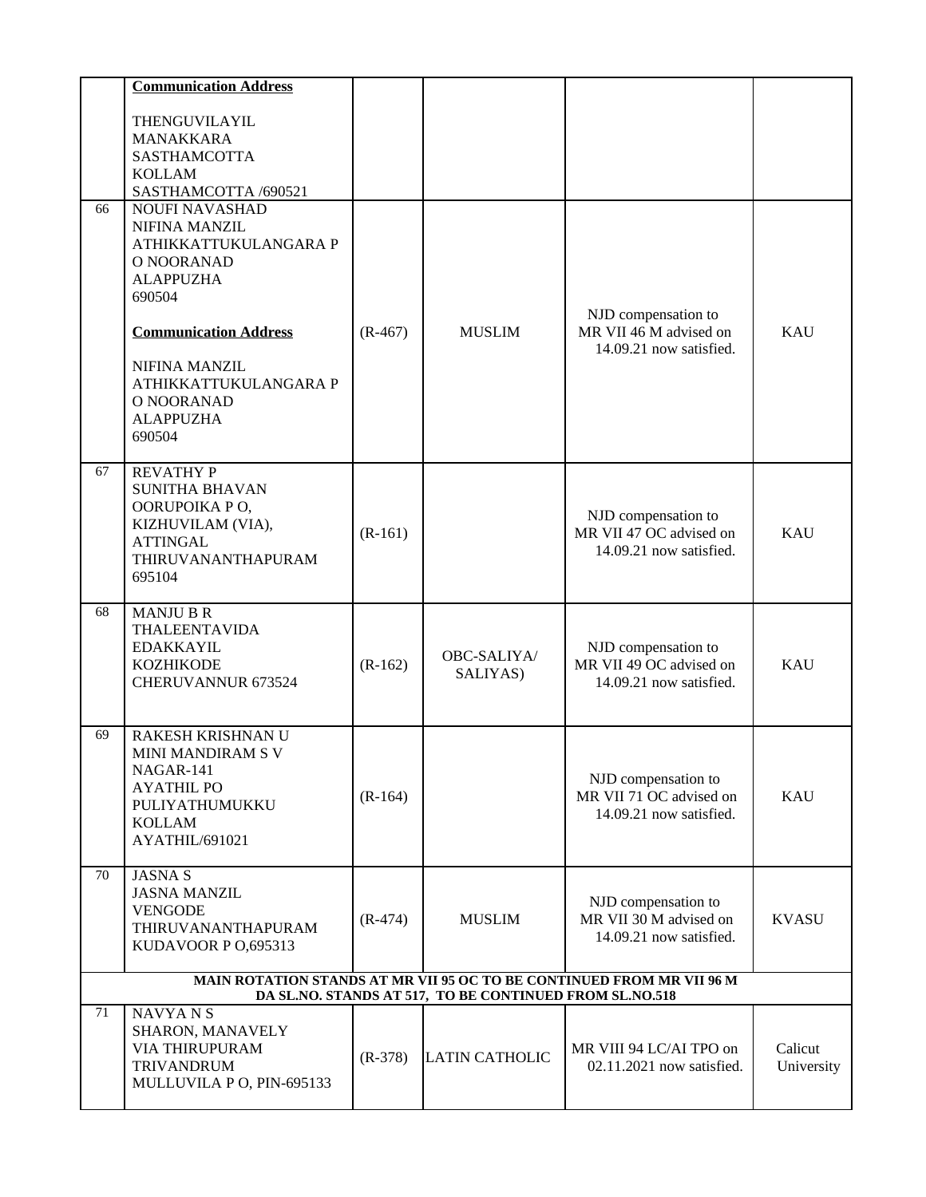| | | | | | |
|---|---|---|---|---|---|
| | **Communication Address**<br><br>THENGUVILAYIL<br>MANAKKARA<br>SASTHAMCOTTA<br>KOLLAM<br>SASTHAMCOTTA /690521 | | | | |
| 66 | NOUFI NAVASHAD<br>NIFINA MANZIL<br>ATHIKKATTUKULANGARA P O NOORANAD<br>ALAPPUZHA<br>690504<br><br>**Communication Address**<br><br>NIFINA MANZIL<br>ATHIKKATTUKULANGARA P O NOORANAD<br>ALAPPUZHA<br>690504 | (R-467) | MUSLIM | NJD compensation to MR VII 46 M advised on 14.09.21 now satisfied. | KAU |
| 67 | REVATHY P<br>SUNITHA BHAVAN<br>OORUPOIKA P O,<br>KIZHUVILAM (VIA),<br>ATTINGAL<br>THIRUVANANTHAPURAM<br>695104 | (R-161) | | NJD compensation to MR VII 47 OC advised on 14.09.21 now satisfied. | KAU |
| 68 | MANJU B R<br>THALEENTAVIDA<br>EDAKKAYIL<br>KOZHIKODE<br>CHERUVANNUR 673524 | (R-162) | OBC-SALIYA/ SALIYAS) | NJD compensation to MR VII 49 OC advised on 14.09.21 now satisfied. | KAU |
| 69 | RAKESH KRISHNAN U<br>MINI MANDIRAM S V NAGAR-141<br>AYATHIL PO<br>PULIYATHUMUKKU<br>KOLLAM<br>AYATHIL/691021 | (R-164) | | NJD compensation to MR VII 71 OC advised on 14.09.21 now satisfied. | KAU |
| 70 | JASNA S<br>JASNA MANZIL<br>VENGODE<br>THIRUVANANTHAPURAM<br>KUDAVOOR P O,695313 | (R-474) | MUSLIM | NJD compensation to MR VII 30 M advised on 14.09.21 now satisfied. | KVASU |
| | **MAIN ROTATION STANDS AT MR VII 95 OC TO BE CONTINUED FROM MR VII 96 M<br>DA SL.NO. STANDS AT 517, TO BE CONTINUED FROM SL.NO.518** | | | | |
| 71 | NAVYA N S<br>SHARON, MANAVELY<br>VIA THIRUPURAM<br>TRIVANDRUM<br>MULLUVILA P O, PIN-695133 | (R-378) | LATIN CATHOLIC | MR VIII 94 LC/AI TPO on 02.11.2021 now satisfied. | Calicut University |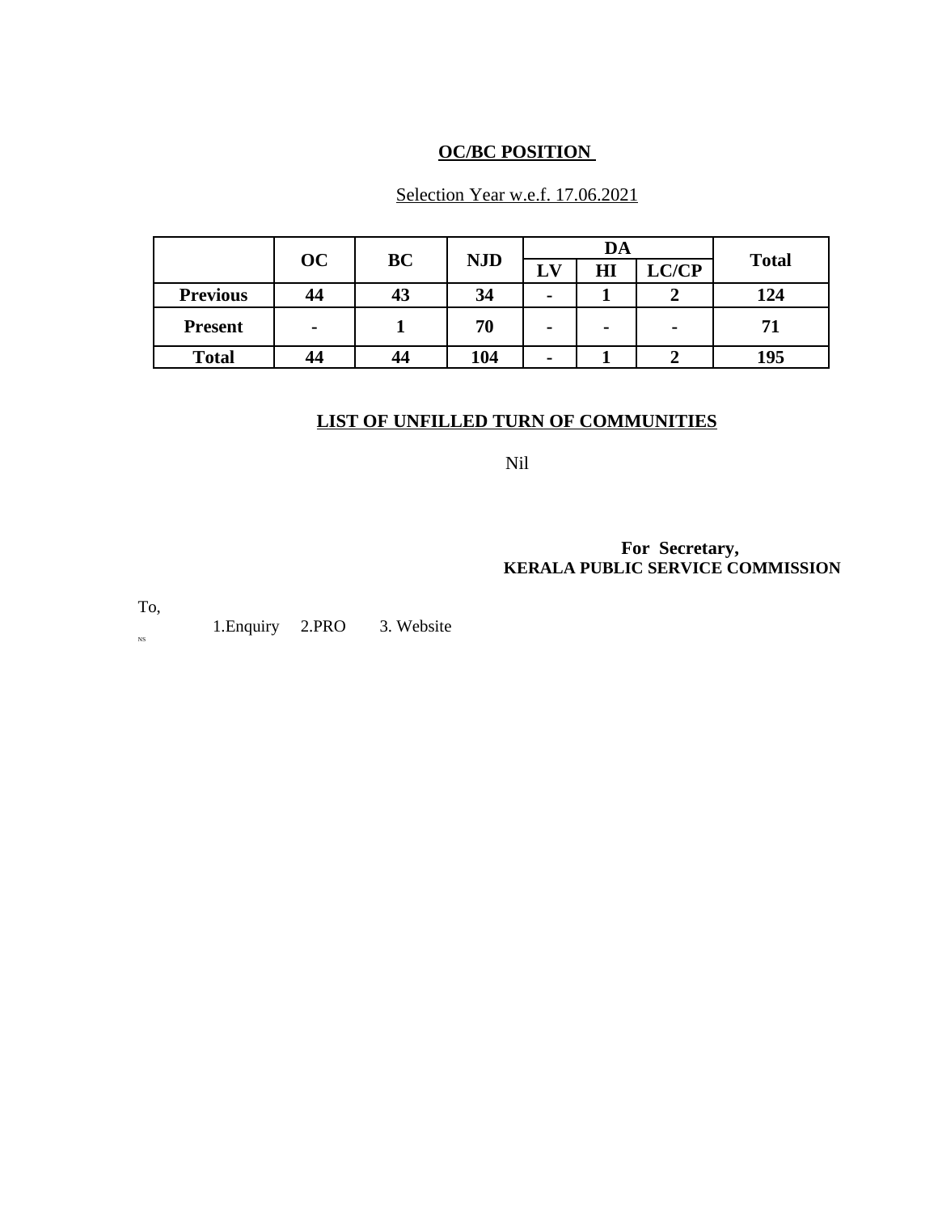**OC/BC POSITION**

Selection Year w.e.f. 17.06.2021

| | OC | BC | NJD | DA | | | Total |
|---|---|---|---|---|---|---|---|
| | | | | LV | HI | LC/CP | |
| **Previous** | 44 | 43 | 34 | - | 1 | 2 | 124 |
| **Present** | - | 1 | 70 | - | - | - | 71 |
| **Total** | 44 | 44 | 104 | - | 1 | 2 | 195 |

**LIST OF UNFILLED TURN OF COMMUNITIES**

Nil

**For Secretary,**
**KERALA PUBLIC SERVICE COMMISSION**

To,

1.Enquiry 2.PRO 3. Website

NS